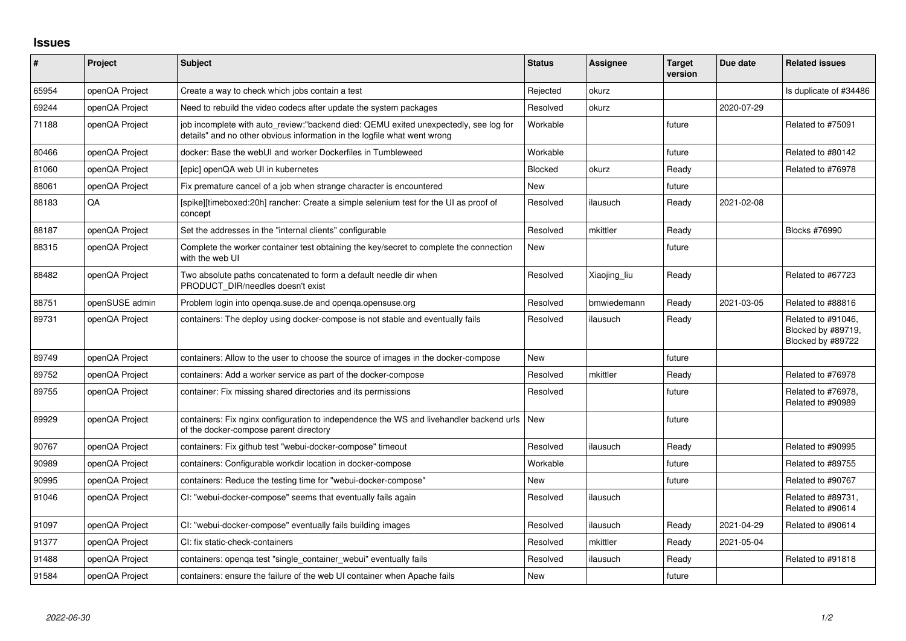# Issues

| # | Project | Subject | Status | Assignee | Target version | Due date | Related issues |
|---|---|---|---|---|---|---|---|
| 65954 | openQA Project | Create a way to check which jobs contain a test | Rejected | okurz | | | Is duplicate of #34486 |
| 69244 | openQA Project | Need to rebuild the video codecs after update the system packages | Resolved | okurz | | 2020-07-29 | |
| 71188 | openQA Project | job incomplete with auto_review:"backend died: QEMU exited unexpectedly, see log for details" and no other obvious information in the logfile what went wrong | Workable | | future | | Related to #75091 |
| 80466 | openQA Project | docker: Base the webUI and worker Dockerfiles in Tumbleweed | Workable | | future | | Related to #80142 |
| 81060 | openQA Project | [epic] openQA web UI in kubernetes | Blocked | okurz | Ready | | Related to #76978 |
| 88061 | openQA Project | Fix premature cancel of a job when strange character is encountered | New | | future | | |
| 88183 | QA | [spike][timeboxed:20h] rancher: Create a simple selenium test for the UI as proof of concept | Resolved | ilausuch | Ready | 2021-02-08 | |
| 88187 | openQA Project | Set the addresses in the "internal clients" configurable | Resolved | mkittler | Ready | | Blocks #76990 |
| 88315 | openQA Project | Complete the worker container test obtaining the key/secret to complete the connection with the web UI | New | | future | | |
| 88482 | openQA Project | Two absolute paths concatenated to form a default needle dir when PRODUCT_DIR/needles doesn't exist | Resolved | Xiaojing_liu | Ready | | Related to #67723 |
| 88751 | openSUSE admin | Problem login into openqa.suse.de and openqa.opensuse.org | Resolved | bmwiedemann | Ready | 2021-03-05 | Related to #88816 |
| 89731 | openQA Project | containers: The deploy using docker-compose is not stable and eventually fails | Resolved | ilausuch | Ready | | Related to #91046, Blocked by #89719, Blocked by #89722 |
| 89749 | openQA Project | containers: Allow to the user to choose the source of images in the docker-compose | New | | future | | |
| 89752 | openQA Project | containers: Add a worker service as part of the docker-compose | Resolved | mkittler | Ready | | Related to #76978 |
| 89755 | openQA Project | container: Fix missing shared directories and its permissions | Resolved | | future | | Related to #76978, Related to #90989 |
| 89929 | openQA Project | containers: Fix nginx configuration to independence the WS and livehandler backend urls of the docker-compose parent directory | New | | future | | |
| 90767 | openQA Project | containers: Fix github test "webui-docker-compose" timeout | Resolved | ilausuch | Ready | | Related to #90995 |
| 90989 | openQA Project | containers: Configurable workdir location in docker-compose | Workable | | future | | Related to #89755 |
| 90995 | openQA Project | containers: Reduce the testing time for "webui-docker-compose" | New | | future | | Related to #90767 |
| 91046 | openQA Project | CI: "webui-docker-compose" seems that eventually fails again | Resolved | ilausuch | | | Related to #89731, Related to #90614 |
| 91097 | openQA Project | CI: "webui-docker-compose" eventually fails building images | Resolved | ilausuch | Ready | 2021-04-29 | Related to #90614 |
| 91377 | openQA Project | CI: fix static-check-containers | Resolved | mkittler | Ready | 2021-05-04 | |
| 91488 | openQA Project | containers: openqa test "single_container_webui" eventually fails | Resolved | ilausuch | Ready | | Related to #91818 |
| 91584 | openQA Project | containers: ensure the failure of the web UI container when Apache fails | New | | future | | |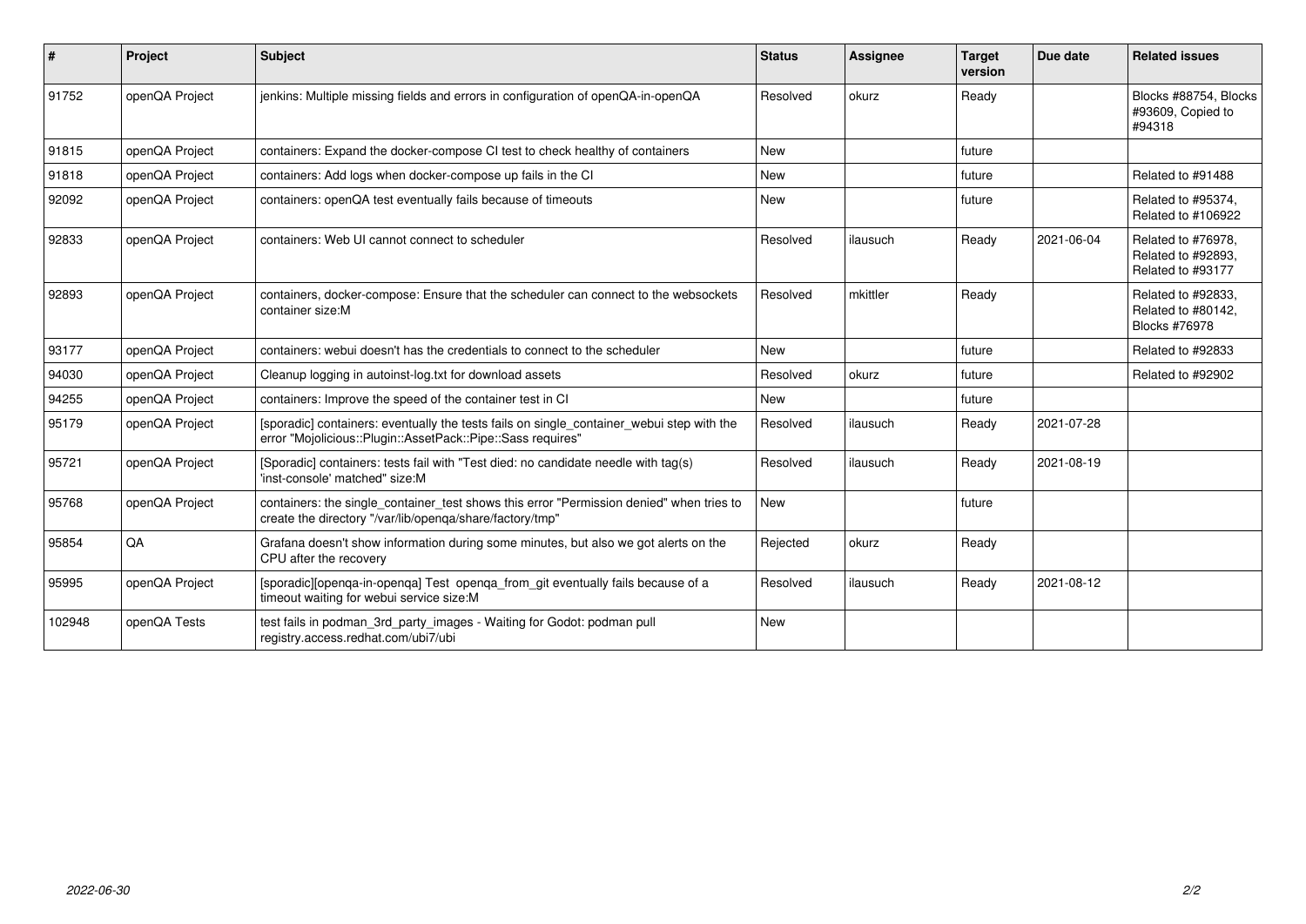| # | Project | Subject | Status | Assignee | Target version | Due date | Related issues |
|---|---|---|---|---|---|---|---|
| 91752 | openQA Project | jenkins: Multiple missing fields and errors in configuration of openQA-in-openQA | Resolved | okurz | Ready | | Blocks #88754, Blocks #93609, Copied to #94318 |
| 91815 | openQA Project | containers: Expand the docker-compose CI test to check healthy of containers | New | | future | | |
| 91818 | openQA Project | containers: Add logs when docker-compose up fails in the CI | New | | future | | Related to #91488 |
| 92092 | openQA Project | containers: openQA test eventually fails because of timeouts | New | | future | | Related to #95374, Related to #106922 |
| 92833 | openQA Project | containers: Web UI cannot connect to scheduler | Resolved | ilausuch | Ready | 2021-06-04 | Related to #76978, Related to #92893, Related to #93177 |
| 92893 | openQA Project | containers, docker-compose: Ensure that the scheduler can connect to the websockets container size:M | Resolved | mkittler | Ready | | Related to #92833, Related to #80142, Blocks #76978 |
| 93177 | openQA Project | containers: webui doesn't has the credentials to connect to the scheduler | New | | future | | Related to #92833 |
| 94030 | openQA Project | Cleanup logging in autoinst-log.txt for download assets | Resolved | okurz | future | | Related to #92902 |
| 94255 | openQA Project | containers: Improve the speed of the container test in CI | New | | future | | |
| 95179 | openQA Project | [sporadic] containers: eventually the tests fails on single_container_webui step with the error "Mojolicious::Plugin::AssetPack::Pipe::Sass requires" | Resolved | ilausuch | Ready | 2021-07-28 | |
| 95721 | openQA Project | [Sporadic] containers: tests fail with "Test died: no candidate needle with tag(s) 'inst-console' matched" size:M | Resolved | ilausuch | Ready | 2021-08-19 | |
| 95768 | openQA Project | containers: the single_container_test shows this error "Permission denied" when tries to create the directory "/var/lib/openqa/share/factory/tmp" | New | | future | | |
| 95854 | QA | Grafana doesn't show information during some minutes, but also we got alerts on the CPU after the recovery | Rejected | okurz | Ready | | |
| 95995 | openQA Project | [sporadic][openqa-in-openqa] Test openqa_from_git eventually fails because of a timeout waiting for webui service size:M | Resolved | ilausuch | Ready | 2021-08-12 | |
| 102948 | openQA Tests | test fails in podman_3rd_party_images - Waiting for Godot: podman pull registry.access.redhat.com/ubi7/ubi | New | | | | |